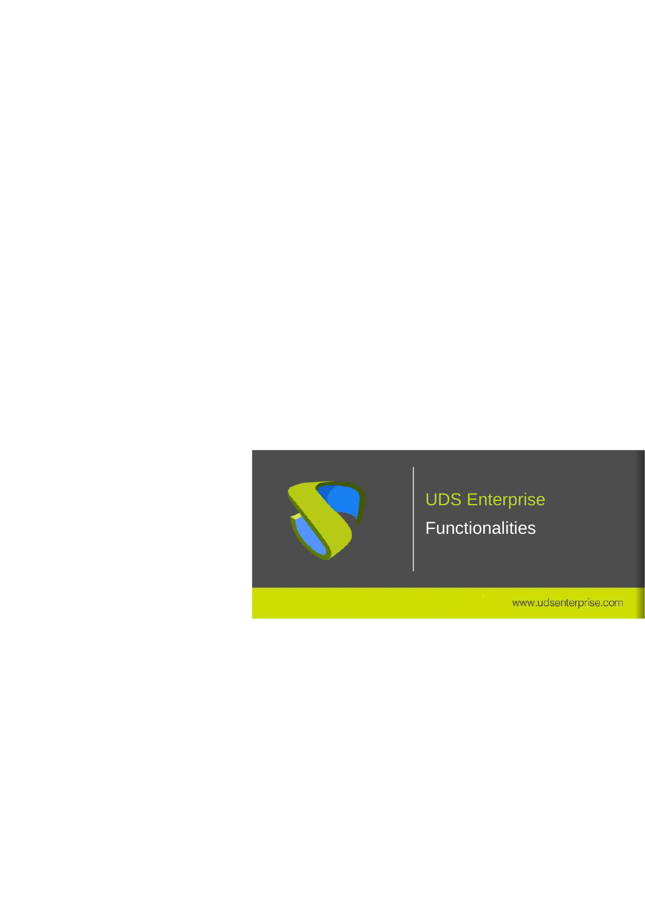# UDS Enterprise

## Functionalities

www.udsenterprise.com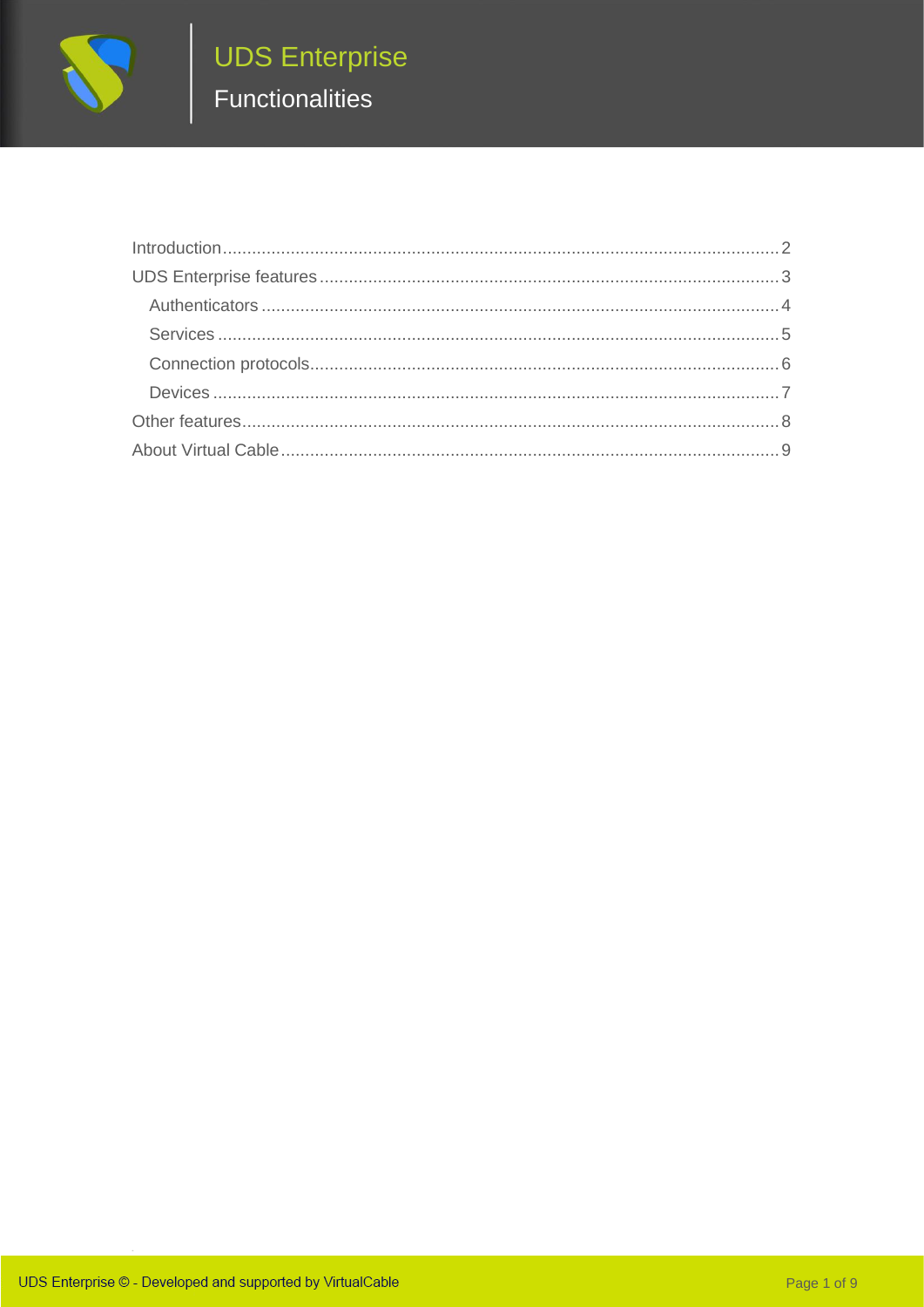Introduction .......... 2

UDS Enterprise features .......... 3

- Authenticators .......... 4
- Services .......... 5
- Connection protocols .......... 6
- Devices .......... 7

Other features .......... 8

About Virtual Cable .......... 9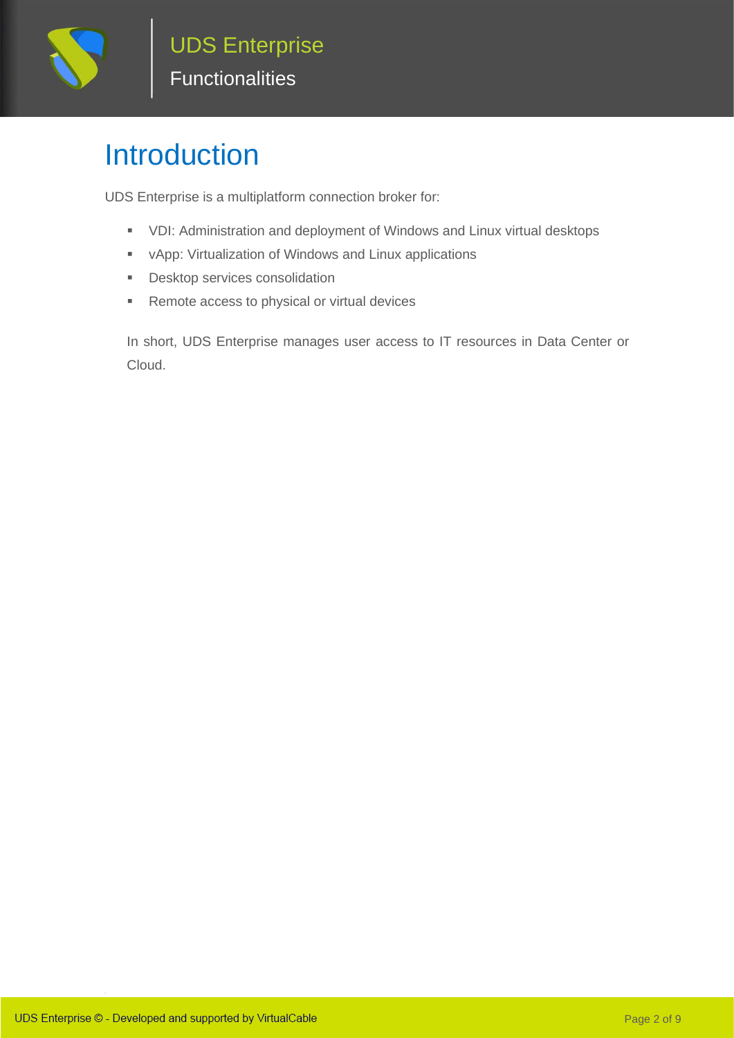# Introduction

UDS Enterprise is a multiplatform connection broker for:

- VDI: Administration and deployment of Windows and Linux virtual desktops
- vApp: Virtualization of Windows and Linux applications
- Desktop services consolidation
- Remote access to physical or virtual devices

In short, UDS Enterprise manages user access to IT resources in Data Center or Cloud.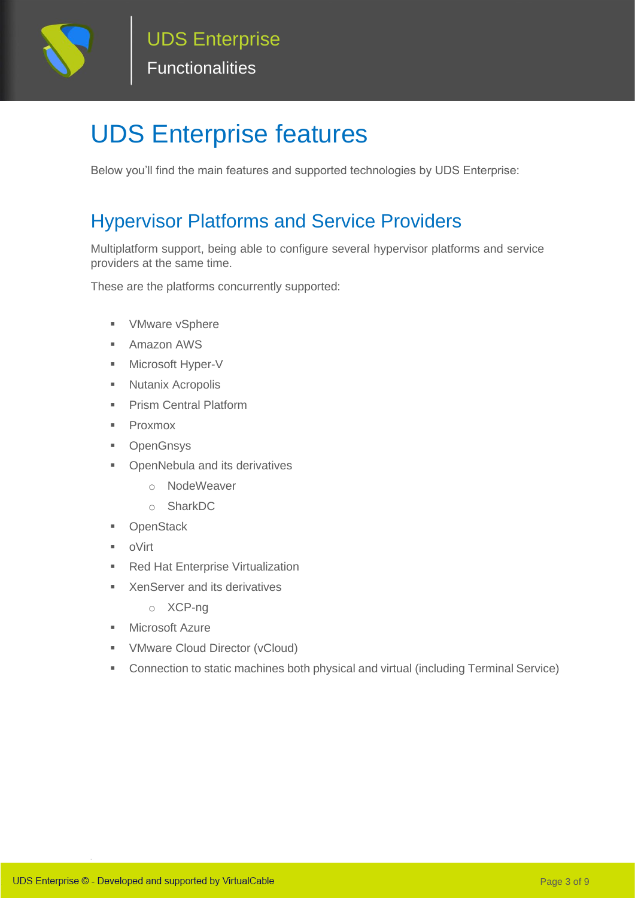# UDS Enterprise features

Below you'll find the main features and supported technologies by UDS Enterprise:

## Hypervisor Platforms and Service Providers

Multiplatform support, being able to configure several hypervisor platforms and service providers at the same time.

These are the platforms concurrently supported:

- VMware vSphere
- Amazon AWS
- Microsoft Hyper-V
- Nutanix Acropolis
- Prism Central Platform
- Proxmox
- OpenGnsys
- OpenNebula and its derivatives
    - NodeWeaver
    - SharkDC
- OpenStack
- oVirt
- Red Hat Enterprise Virtualization
- XenServer and its derivatives
    - XCP-ng
- Microsoft Azure
- VMware Cloud Director (vCloud)
- Connection to static machines both physical and virtual (including Terminal Service)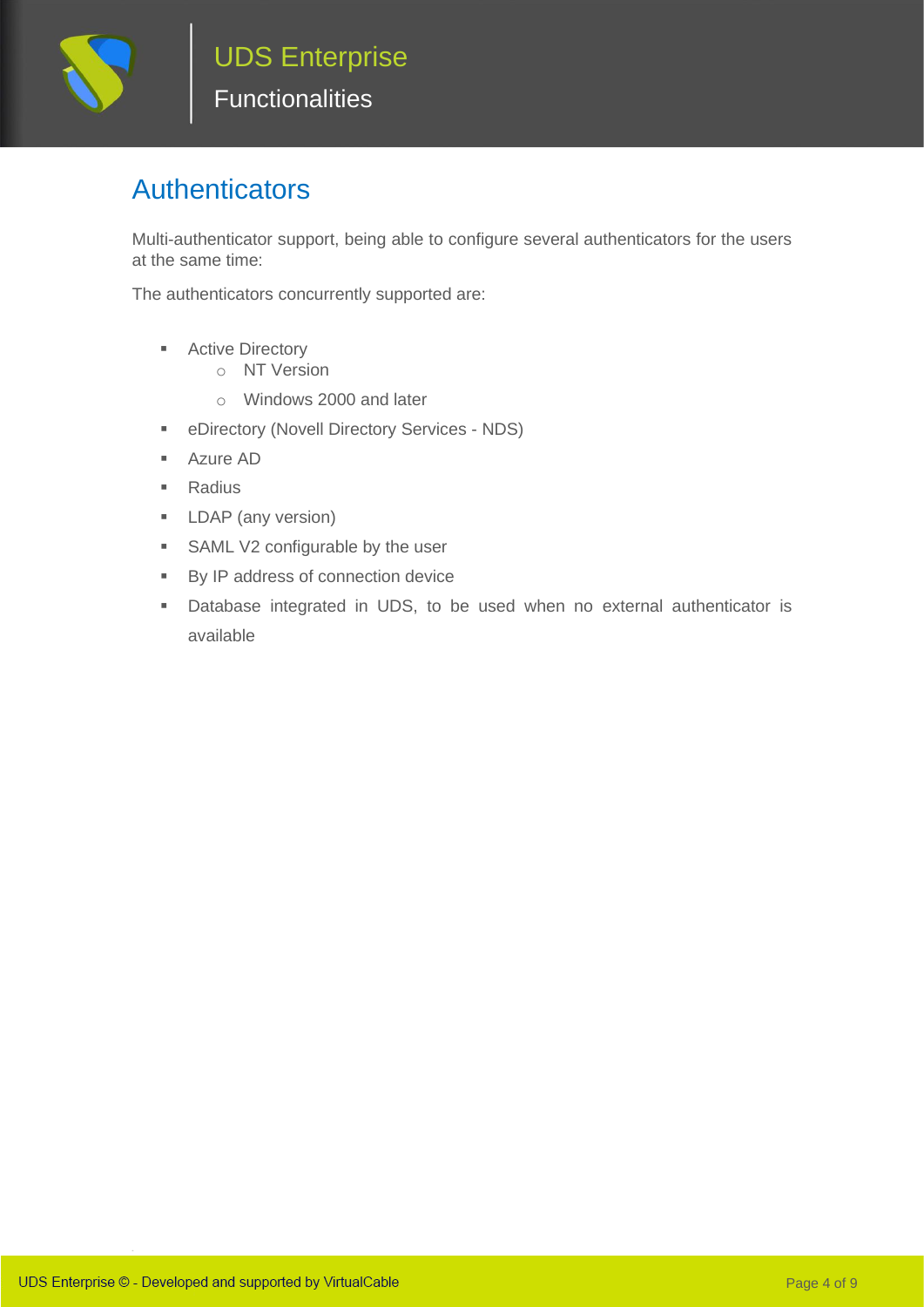# Authenticators

Multi-authenticator support, being able to configure several authenticators for the users at the same time:

The authenticators concurrently supported are:

- Active Directory
  - NT Version
  - Windows 2000 and later
- eDirectory (Novell Directory Services - NDS)
- Azure AD
- Radius
- LDAP (any version)
- SAML V2 configurable by the user
- By IP address of connection device
- Database integrated in UDS, to be used when no external authenticator is available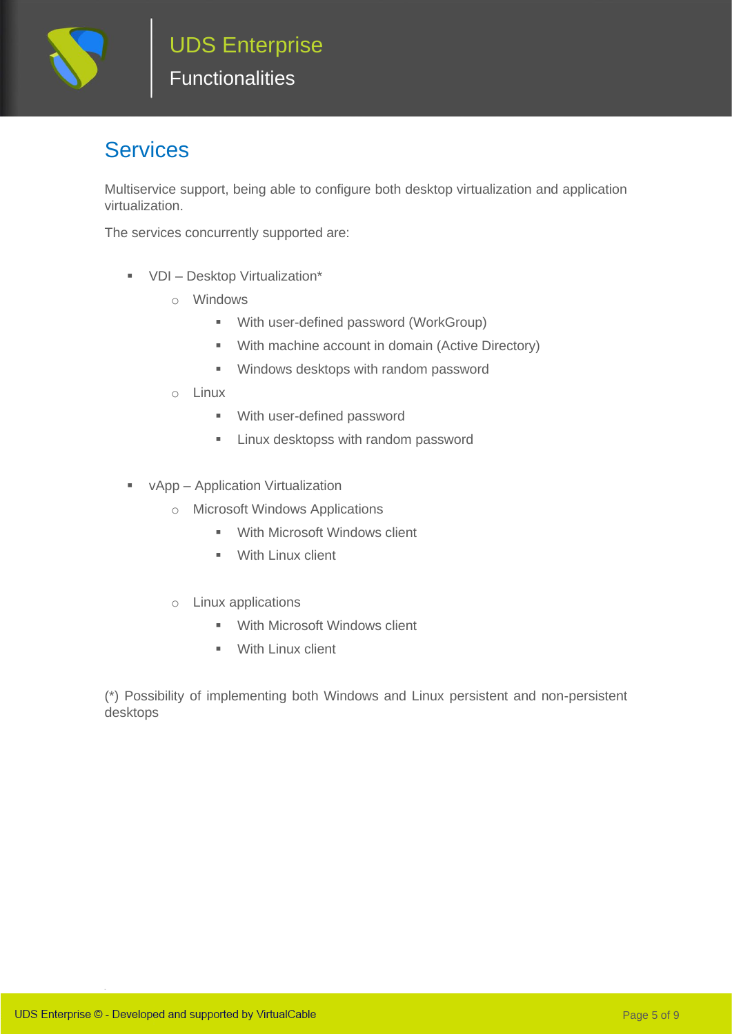## Services

Multiservice support, being able to configure both desktop virtualization and application virtualization.

The services concurrently supported are:

- VDI – Desktop Virtualization*
    - Windows
        - With user-defined password (WorkGroup)
        - With machine account in domain (Active Directory)
        - Windows desktops with random password
    - Linux
        - With user-defined password
        - Linux desktopss with random password

- vApp – Application Virtualization
    - Microsoft Windows Applications
        - With Microsoft Windows client
        - With Linux client
    - Linux applications
        - With Microsoft Windows client
        - With Linux client

(*) Possibility of implementing both Windows and Linux persistent and non-persistent desktops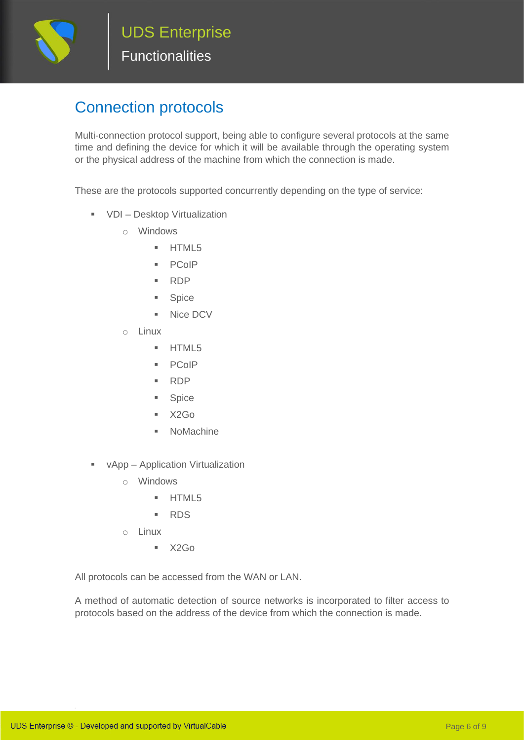## Connection protocols

Multi-connection protocol support, being able to configure several protocols at the same time and defining the device for which it will be available through the operating system or the physical address of the machine from which the connection is made.

These are the protocols supported concurrently depending on the type of service:

- VDI – Desktop Virtualization
  - Windows
    - HTML5
    - PCoIP
    - RDP
    - Spice
    - Nice DCV
  - Linux
    - HTML5
    - PCoIP
    - RDP
    - Spice
    - X2Go
    - NoMachine

- vApp – Application Virtualization
  - Windows
    - HTML5
    - RDS
  - Linux
    - X2Go

All protocols can be accessed from the WAN or LAN.

A method of automatic detection of source networks is incorporated to filter access to protocols based on the address of the device from which the connection is made.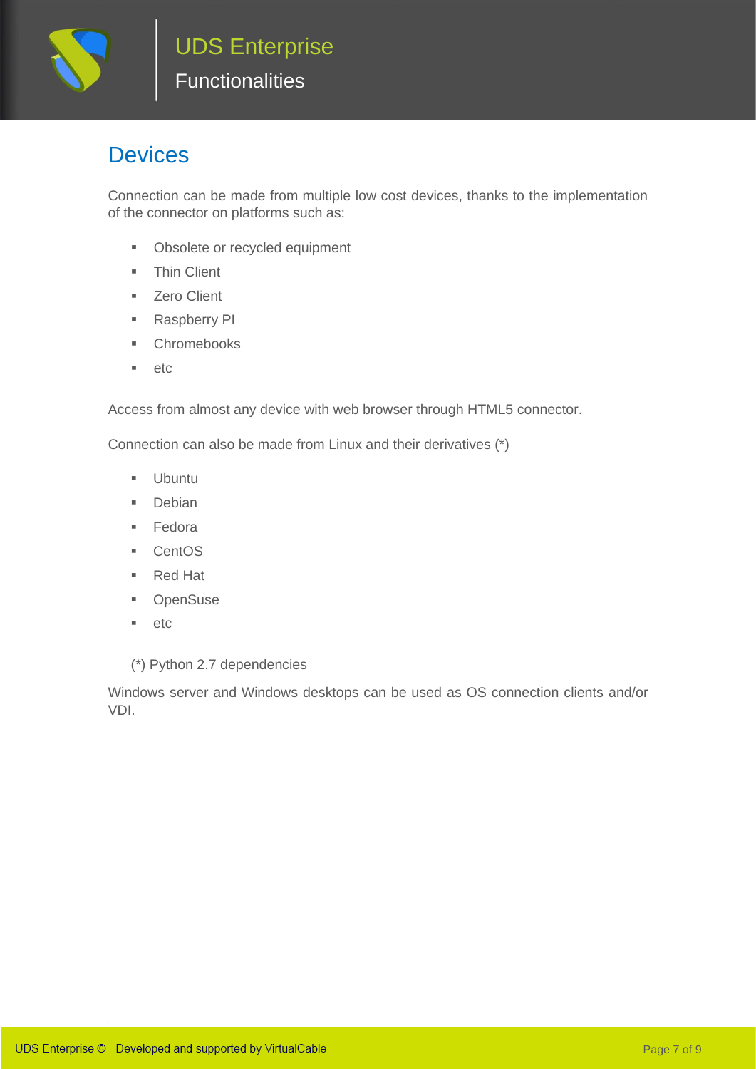# Devices

Connection can be made from multiple low cost devices, thanks to the implementation of the connector on platforms such as:

- Obsolete or recycled equipment
- Thin Client
- Zero Client
- Raspberry PI
- Chromebooks
- etc

Access from almost any device with web browser through HTML5 connector.

Connection can also be made from Linux and their derivatives (*)

- Ubuntu
- Debian
- Fedora
- CentOS
- Red Hat
- OpenSuse
- etc

(*) Python 2.7 dependencies

Windows server and Windows desktops can be used as OS connection clients and/or VDI.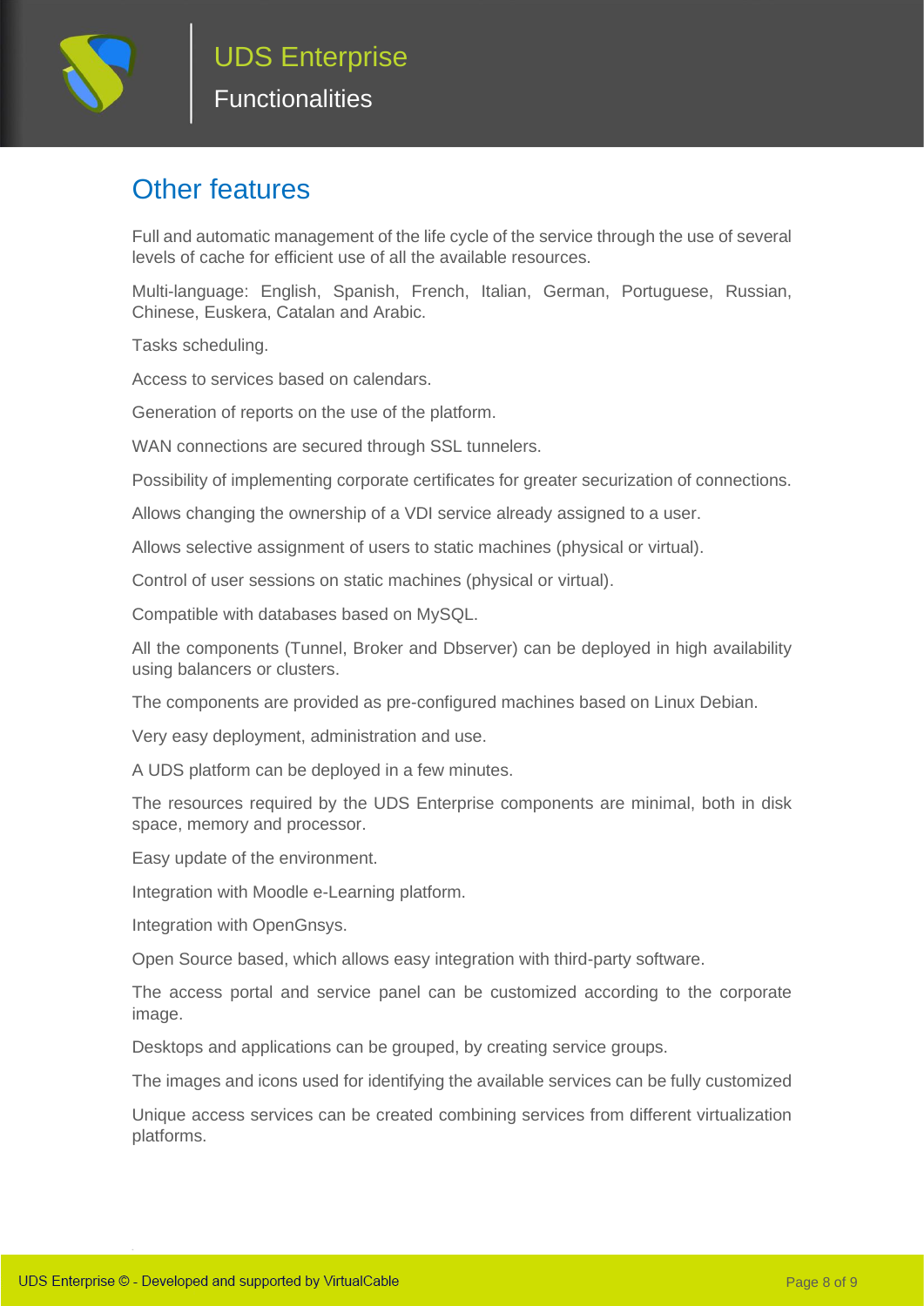# Other features

Full and automatic management of the life cycle of the service through the use of several levels of cache for efficient use of all the available resources.

Multi-language: English, Spanish, French, Italian, German, Portuguese, Russian, Chinese, Euskera, Catalan and Arabic.

Tasks scheduling.

Access to services based on calendars.

Generation of reports on the use of the platform.

WAN connections are secured through SSL tunnelers.

Possibility of implementing corporate certificates for greater securization of connections.

Allows changing the ownership of a VDI service already assigned to a user.

Allows selective assignment of users to static machines (physical or virtual).

Control of user sessions on static machines (physical or virtual).

Compatible with databases based on MySQL.

All the components (Tunnel, Broker and Dbserver) can be deployed in high availability using balancers or clusters.

The components are provided as pre-configured machines based on Linux Debian.

Very easy deployment, administration and use.

A UDS platform can be deployed in a few minutes.

The resources required by the UDS Enterprise components are minimal, both in disk space, memory and processor.

Easy update of the environment.

Integration with Moodle e-Learning platform.

Integration with OpenGnsys.

Open Source based, which allows easy integration with third-party software.

The access portal and service panel can be customized according to the corporate image.

Desktops and applications can be grouped, by creating service groups.

The images and icons used for identifying the available services can be fully customized

Unique access services can be created combining services from different virtualization platforms.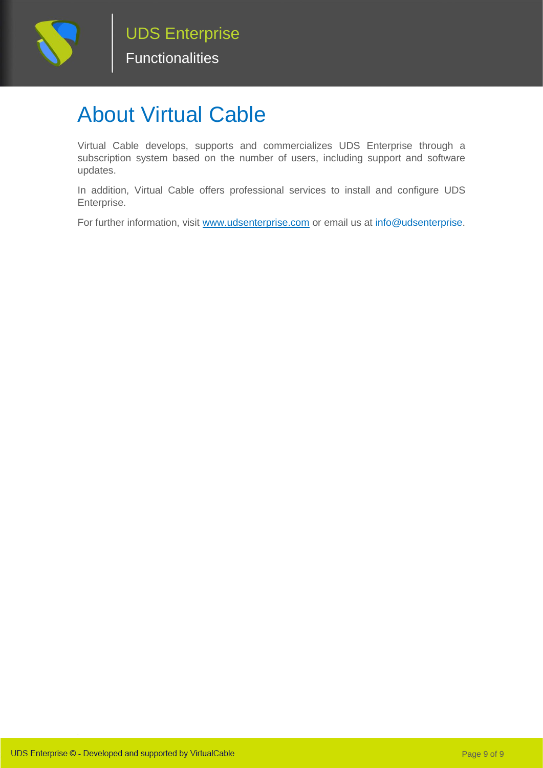# About Virtual Cable

Virtual Cable develops, supports and commercializes UDS Enterprise through a subscription system based on the number of users, including support and software updates.

In addition, Virtual Cable offers professional services to install and configure UDS Enterprise.

For further information, visit [www.udsenterprise.com](http://www.udsenterprise.com) or email us at info@udsenterprise.